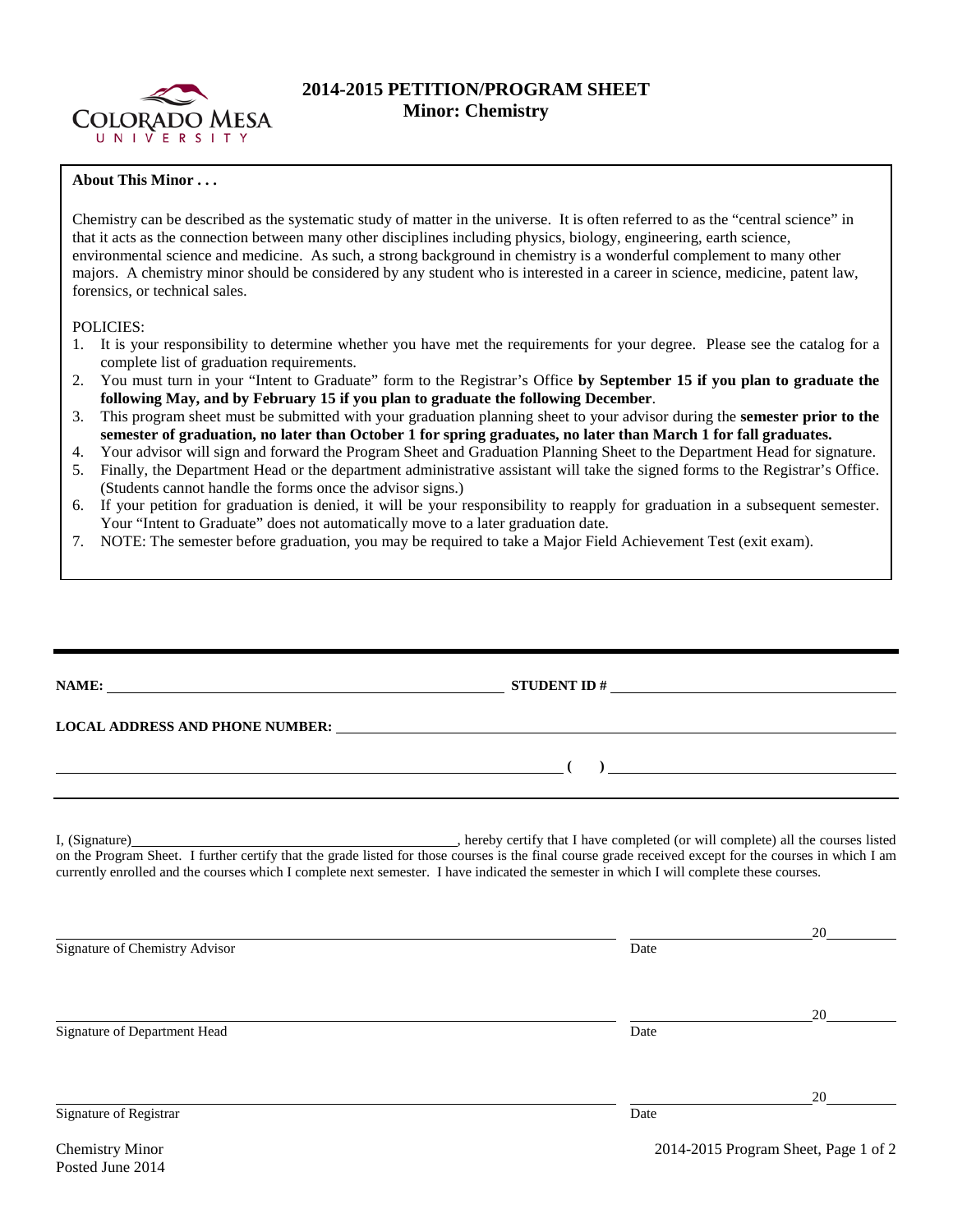# 2014-2015 PETITION/PROGRAM SHEET
## Minor: Chemistry

**About This Minor . . .**

Chemistry can be described as the systematic study of matter in the universe. It is often referred to as the "central science" in that it acts as the connection between many other disciplines including physics, biology, engineering, earth science, environmental science and medicine. As such, a strong background in chemistry is a wonderful complement to many other majors. A chemistry minor should be considered by any student who is interested in a career in science, medicine, patent law, forensics, or technical sales.

POLICIES:

1. It is your responsibility to determine whether you have met the requirements for your degree. Please see the catalog for a complete list of graduation requirements.
2. You must turn in your "Intent to Graduate" form to the Registrar's Office **by September 15 if you plan to graduate the following May, and by February 15 if you plan to graduate the following December**.
3. This program sheet must be submitted with your graduation planning sheet to your advisor during the **semester prior to the semester of graduation, no later than October 1 for spring graduates, no later than March 1 for fall graduates.**
4. Your advisor will sign and forward the Program Sheet and Graduation Planning Sheet to the Department Head for signature.
5. Finally, the Department Head or the department administrative assistant will take the signed forms to the Registrar's Office. (Students cannot handle the forms once the advisor signs.)
6. If your petition for graduation is denied, it will be your responsibility to reapply for graduation in a subsequent semester. Your "Intent to Graduate" does not automatically move to a later graduation date.
7. NOTE: The semester before graduation, you may be required to take a Major Field Achievement Test (exit exam).

---

**NAME:** ______________________________ **STUDENT ID #** ______________________________

**LOCAL ADDRESS AND PHONE NUMBER:** ______________________________

______________________________ **( )** ______________________________

I, (Signature)______________________________, hereby certify that I have completed (or will complete) all the courses listed on the Program Sheet. I further certify that the grade listed for those courses is the final course grade received except for the courses in which I am currently enrolled and the courses which I complete next semester. I have indicated the semester in which I will complete these courses.

______________________________ ______________ 20____
Signature of Chemistry Advisor Date

______________________________ ______________ 20____
Signature of Department Head Date

______________________________ ______________ 20____
Signature of Registrar Date

Chemistry Minor
Posted June 2014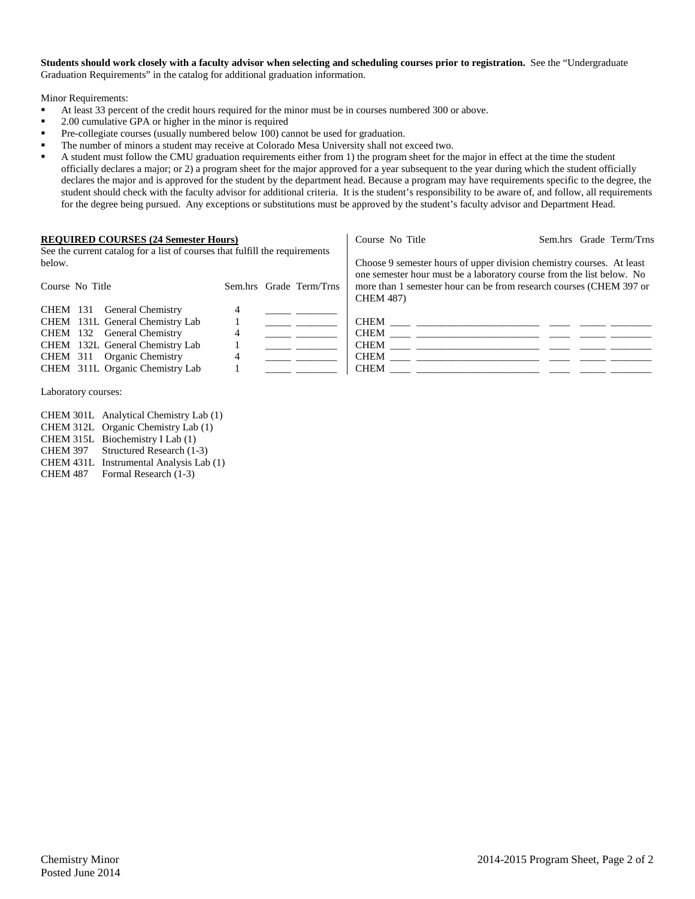**Students should work closely with a faculty advisor when selecting and scheduling courses prior to registration.** See the "Undergraduate Graduation Requirements" in the catalog for additional graduation information.

Minor Requirements:

- At least 33 percent of the credit hours required for the minor must be in courses numbered 300 or above.
- 2.00 cumulative GPA or higher in the minor is required
- Pre-collegiate courses (usually numbered below 100) cannot be used for graduation.
- The number of minors a student may receive at Colorado Mesa University shall not exceed two.
- A student must follow the CMU graduation requirements either from 1) the program sheet for the major in effect at the time the student officially declares a major; or 2) a program sheet for the major approved for a year subsequent to the year during which the student officially declares the major and is approved for the student by the department head. Because a program may have requirements specific to the degree, the student should check with the faculty advisor for additional criteria. It is the student's responsibility to be aware of, and follow, all requirements for the degree being pursued. Any exceptions or substitutions must be approved by the student's faculty advisor and Department Head.

**REQUIRED COURSES (24 Semester Hours)**

See the current catalog for a list of courses that fulfill the requirements below.

| Course | No | Title | Sem.hrs | Grade | Term/Trns |
|---|---|---|---|---|---|
| CHEM | 131 | General Chemistry | 4 | _____ | ________ |
| CHEM | 131L | General Chemistry Lab | 1 | _____ | ________ |
| CHEM | 132 | General Chemistry | 4 | _____ | ________ |
| CHEM | 132L | General Chemistry Lab | 1 | _____ | ________ |
| CHEM | 311 | Organic Chemistry | 4 | _____ | ________ |
| CHEM | 311L | Organic Chemistry Lab | 1 | _____ | ________ |

Laboratory courses:

CHEM 301L Analytical Chemistry Lab (1)
CHEM 312L Organic Chemistry Lab (1)
CHEM 315L Biochemistry I Lab (1)
CHEM 397 Structured Research (1-3)
CHEM 431L Instrumental Analysis Lab (1)
CHEM 487 Formal Research (1-3)

Choose 9 semester hours of upper division chemistry courses. At least one semester hour must be a laboratory course from the list below. No more than 1 semester hour can be from research courses (CHEM 397 or CHEM 487)

| Course | No | Title | Sem.hrs | Grade | Term/Trns |
|---|---|---|---|---|---|
| CHEM | ____ | ________________________ | ____ | _____ | ________ |
| CHEM | ____ | ________________________ | ____ | _____ | ________ |
| CHEM | ____ | ________________________ | ____ | _____ | ________ |
| CHEM | ____ | ________________________ | ____ | _____ | ________ |
| CHEM | ____ | ________________________ | ____ | _____ | ________ |